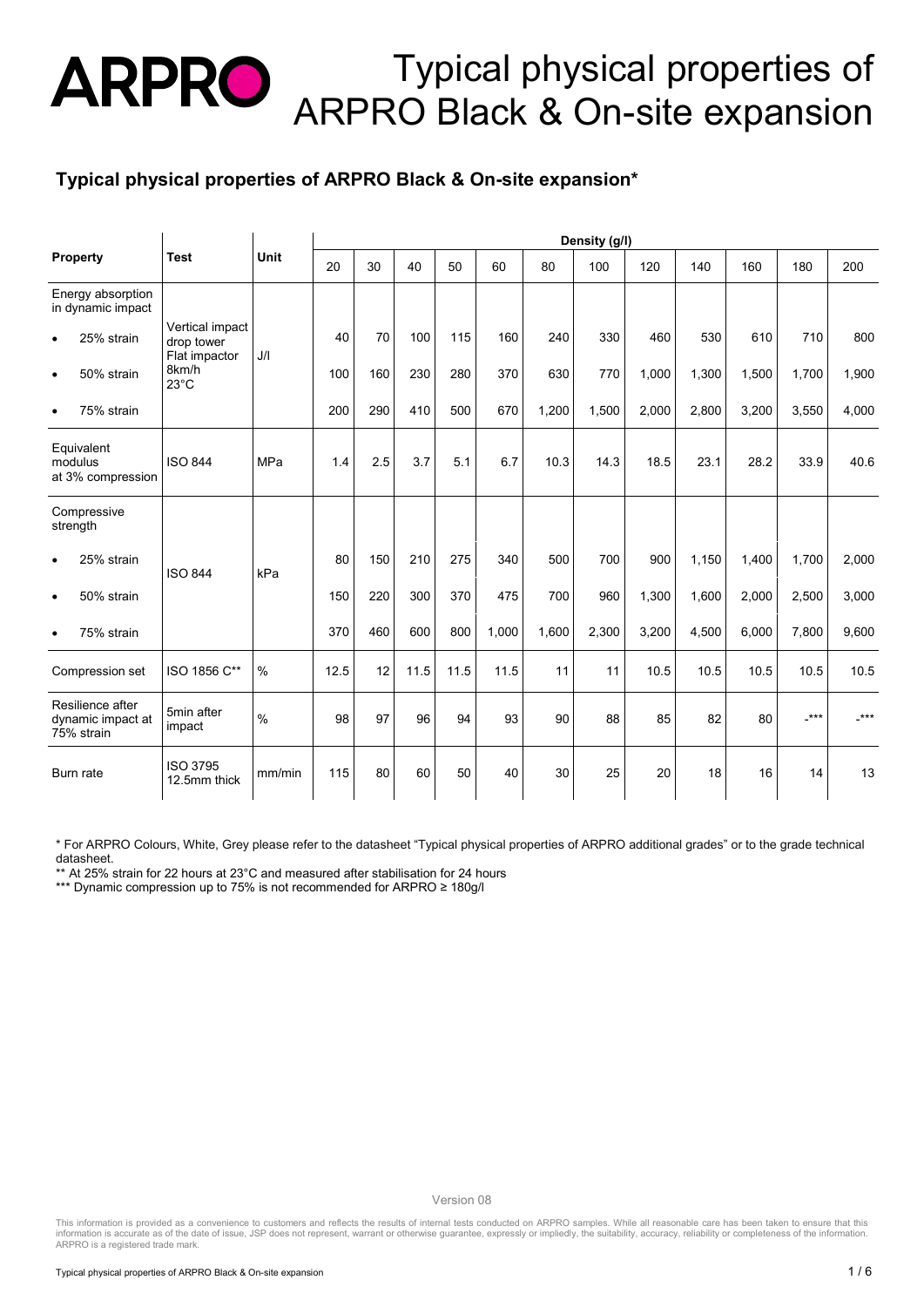# Typical physical properties of ARPRO Black & On-site expansion

## Typical physical properties of ARPRO Black & On-site expansion*

| Property | Test | Unit | Density (g/l) | | | | | | | | | | | |
|---|---|---|---|---|---|---|---|---|---|---|---|---|---|---|
| | | | 20 | 30 | 40 | 50 | 60 | 80 | 100 | 120 | 140 | 160 | 180 | 200 |
| Energy absorption in dynamic impact | Vertical impact drop tower Flat impactor 8km/h 23°C | J/l | | | | | | | | | | | | |
| • 25% strain | | | 40 | 70 | 100 | 115 | 160 | 240 | 330 | 460 | 530 | 610 | 710 | 800 |
| • 50% strain | | | 100 | 160 | 230 | 280 | 370 | 630 | 770 | 1,000 | 1,300 | 1,500 | 1,700 | 1,900 |
| • 75% strain | | | 200 | 290 | 410 | 500 | 670 | 1,200 | 1,500 | 2,000 | 2,800 | 3,200 | 3,550 | 4,000 |
| Equivalent modulus at 3% compression | ISO 844 | MPa | 1.4 | 2.5 | 3.7 | 5.1 | 6.7 | 10.3 | 14.3 | 18.5 | 23.1 | 28.2 | 33.9 | 40.6 |
| Compressive strength | ISO 844 | kPa | | | | | | | | | | | | |
| • 25% strain | | | 80 | 150 | 210 | 275 | 340 | 500 | 700 | 900 | 1,150 | 1,400 | 1,700 | 2,000 |
| • 50% strain | | | 150 | 220 | 300 | 370 | 475 | 700 | 960 | 1,300 | 1,600 | 2,000 | 2,500 | 3,000 |
| • 75% strain | | | 370 | 460 | 600 | 800 | 1,000 | 1,600 | 2,300 | 3,200 | 4,500 | 6,000 | 7,800 | 9,600 |
| Compression set | ISO 1856 C** | % | 12.5 | 12 | 11.5 | 11.5 | 11.5 | 11 | 11 | 10.5 | 10.5 | 10.5 | 10.5 | 10.5 |
| Resilience after dynamic impact at 75% strain | 5min after impact | % | 98 | 97 | 96 | 94 | 93 | 90 | 88 | 85 | 82 | 80 | -*** | -*** |
| Burn rate | ISO 3795 12.5mm thick | mm/min | 115 | 80 | 60 | 50 | 40 | 30 | 25 | 20 | 18 | 16 | 14 | 13 |

* For ARPRO Colours, White, Grey please refer to the datasheet "Typical physical properties of ARPRO additional grades" or to the grade technical datasheet.

** At 25% strain for 22 hours at 23°C and measured after stabilisation for 24 hours

*** Dynamic compression up to 75% is not recommended for ARPRO ≥ 180g/l

Version 08

This information is provided as a convenience to customers and reflects the results of internal tests conducted on ARPRO samples. While all reasonable care has been taken to ensure that this information is accurate as of the date of issue, JSP does not represent, warrant or otherwise guarantee, expressly or impliedly, the suitability, accuracy, reliability or completeness of the information. ARPRO is a registered trade mark.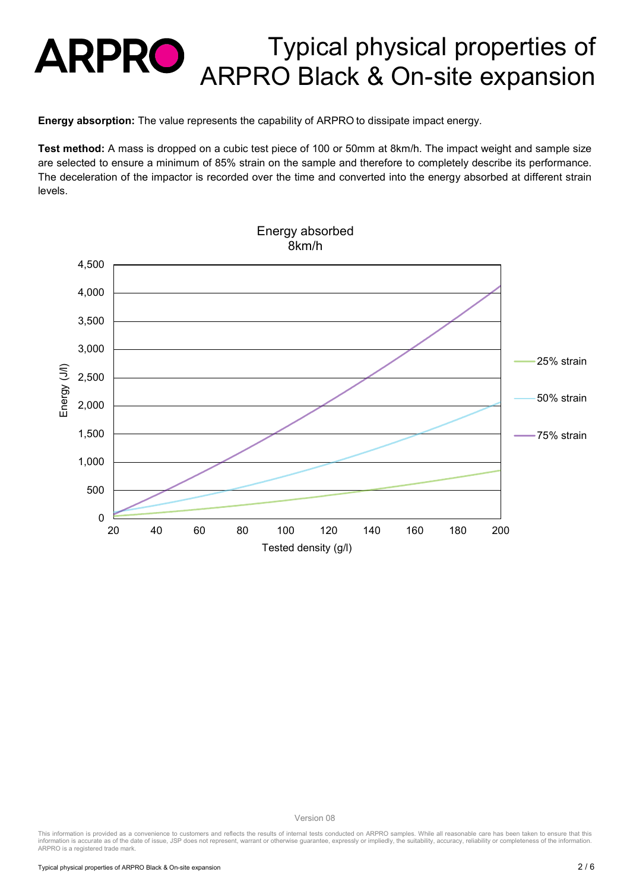# Typical physical properties of ARPRO Black & On-site expansion

**Energy absorption:** The value represents the capability of ARPRO to dissipate impact energy.

**Test method:** A mass is dropped on a cubic test piece of 100 or 50mm at 8km/h. The impact weight and sample size are selected to ensure a minimum of 85% strain on the sample and therefore to completely describe its performance. The deceleration of the impactor is recorded over the time and converted into the energy absorbed at different strain levels.

Energy absorbed
8km/h

Energy (J/l): 0, 500, 1,000, 1,500, 2,000, 2,500, 3,000, 3,500, 4,000, 4,500

Tested density (g/l): 20, 40, 60, 80, 100, 120, 140, 160, 180, 200

25% strain

50% strain

75% strain

Version 08

This information is provided as a convenience to customers and reflects the results of internal tests conducted on ARPRO samples. While all reasonable care has been taken to ensure that this information is accurate as of the date of issue, JSP does not represent, warrant or otherwise guarantee, expressly or impliedly, the suitability, accuracy, reliability or completeness of the information. ARPRO is a registered trade mark.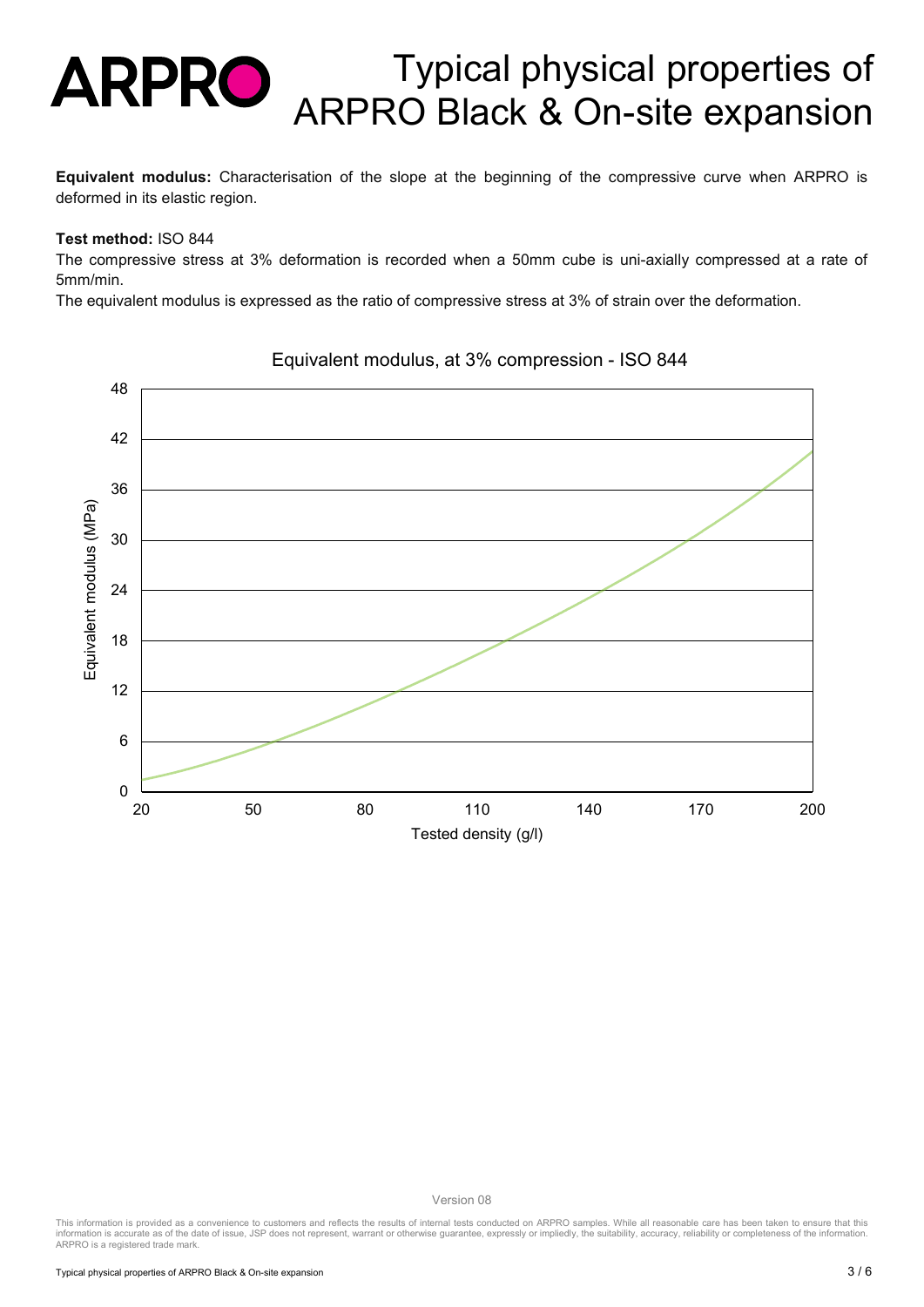# Typical physical properties of ARPRO Black & On-site expansion

**Equivalent modulus:** Characterisation of the slope at the beginning of the compressive curve when ARPRO is deformed in its elastic region.

**Test method:** ISO 844

The compressive stress at 3% deformation is recorded when a 50mm cube is uni-axially compressed at a rate of 5mm/min.

The equivalent modulus is expressed as the ratio of compressive stress at 3% of strain over the deformation.

Equivalent modulus, at 3% compression - ISO 844

Version 08

This information is provided as a convenience to customers and reflects the results of internal tests conducted on ARPRO samples. While all reasonable care has been taken to ensure that this information is accurate as of the date of issue, JSP does not represent, warrant or otherwise guarantee, expressly or impliedly, the suitability, accuracy, reliability or completeness of the information. ARPRO is a registered trade mark.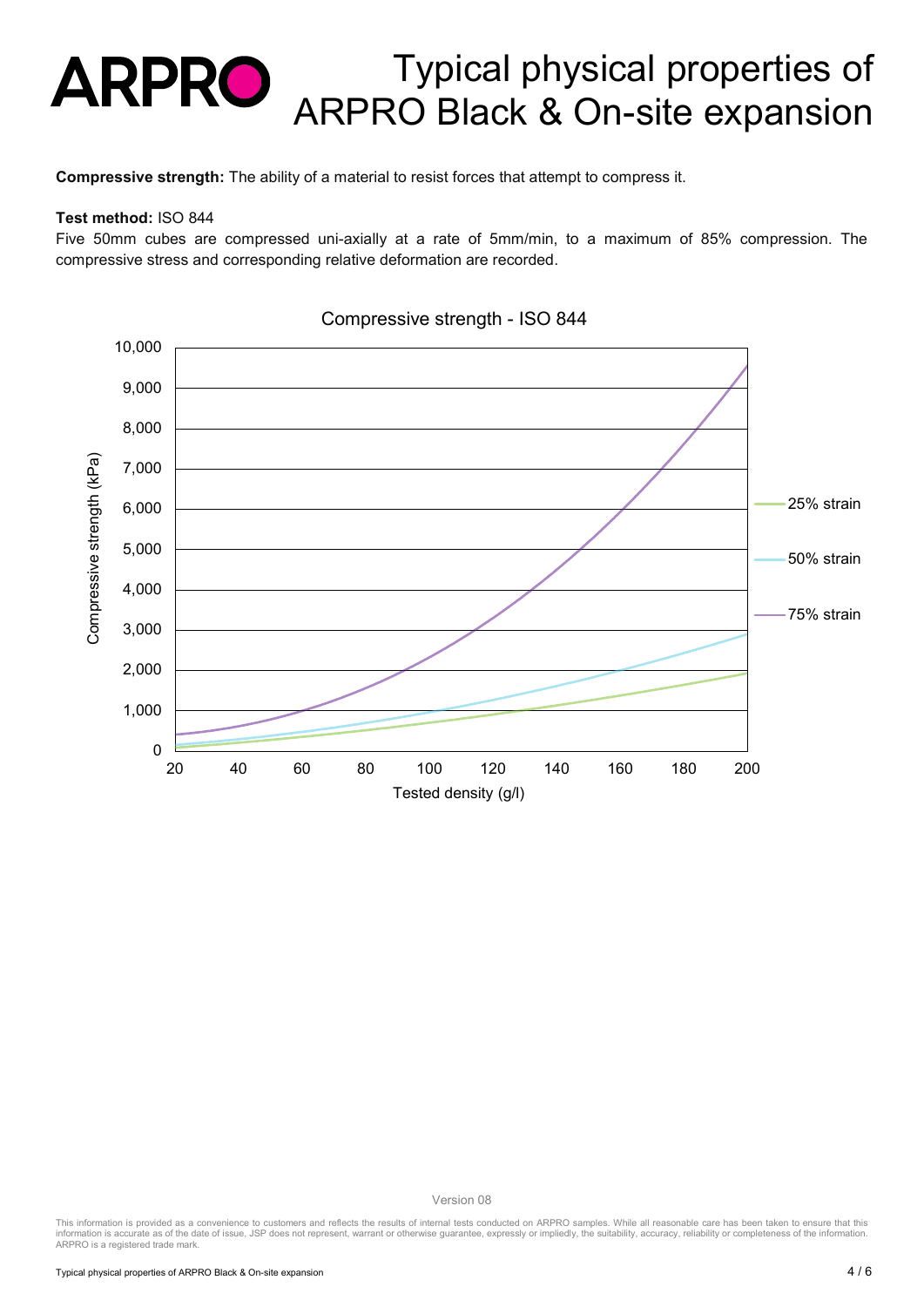# Typical physical properties of ARPRO Black & On-site expansion

**Compressive strength:** The ability of a material to resist forces that attempt to compress it.

**Test method:** ISO 844

Five 50mm cubes are compressed uni-axially at a rate of 5mm/min, to a maximum of 85% compression. The compressive stress and corresponding relative deformation are recorded.

Compressive strength - ISO 844

Compressive strength (kPa): 0, 1,000, 2,000, 3,000, 4,000, 5,000, 6,000, 7,000, 8,000, 9,000, 10,000

Tested density (g/l): 20, 40, 60, 80, 100, 120, 140, 160, 180, 200

25% strain

50% strain

75% strain

Version 08

This information is provided as a convenience to customers and reflects the results of internal tests conducted on ARPRO samples. While all reasonable care has been taken to ensure that this information is accurate as of the date of issue, JSP does not represent, warrant or otherwise guarantee, expressly or impliedly, the suitability, accuracy, reliability or completeness of the information. ARPRO is a registered trade mark.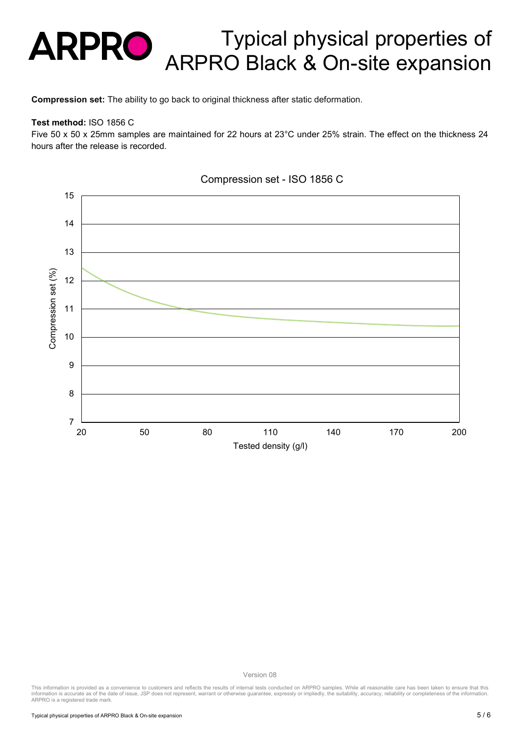# Typical physical properties of ARPRO Black & On-site expansion

**Compression set:** The ability to go back to original thickness after static deformation.

**Test method:** ISO 1856 C

Five 50 x 50 x 25mm samples are maintained for 22 hours at 23°C under 25% strain. The effect on the thickness 24 hours after the release is recorded.

Compression set - ISO 1856 C

Version 08

This information is provided as a convenience to customers and reflects the results of internal tests conducted on ARPRO samples. While all reasonable care has been taken to ensure that this information is accurate as of the date of issue, JSP does not represent, warrant or otherwise guarantee, expressly or impliedly, the suitability, accuracy, reliability or completeness of the information. ARPRO is a registered trade mark.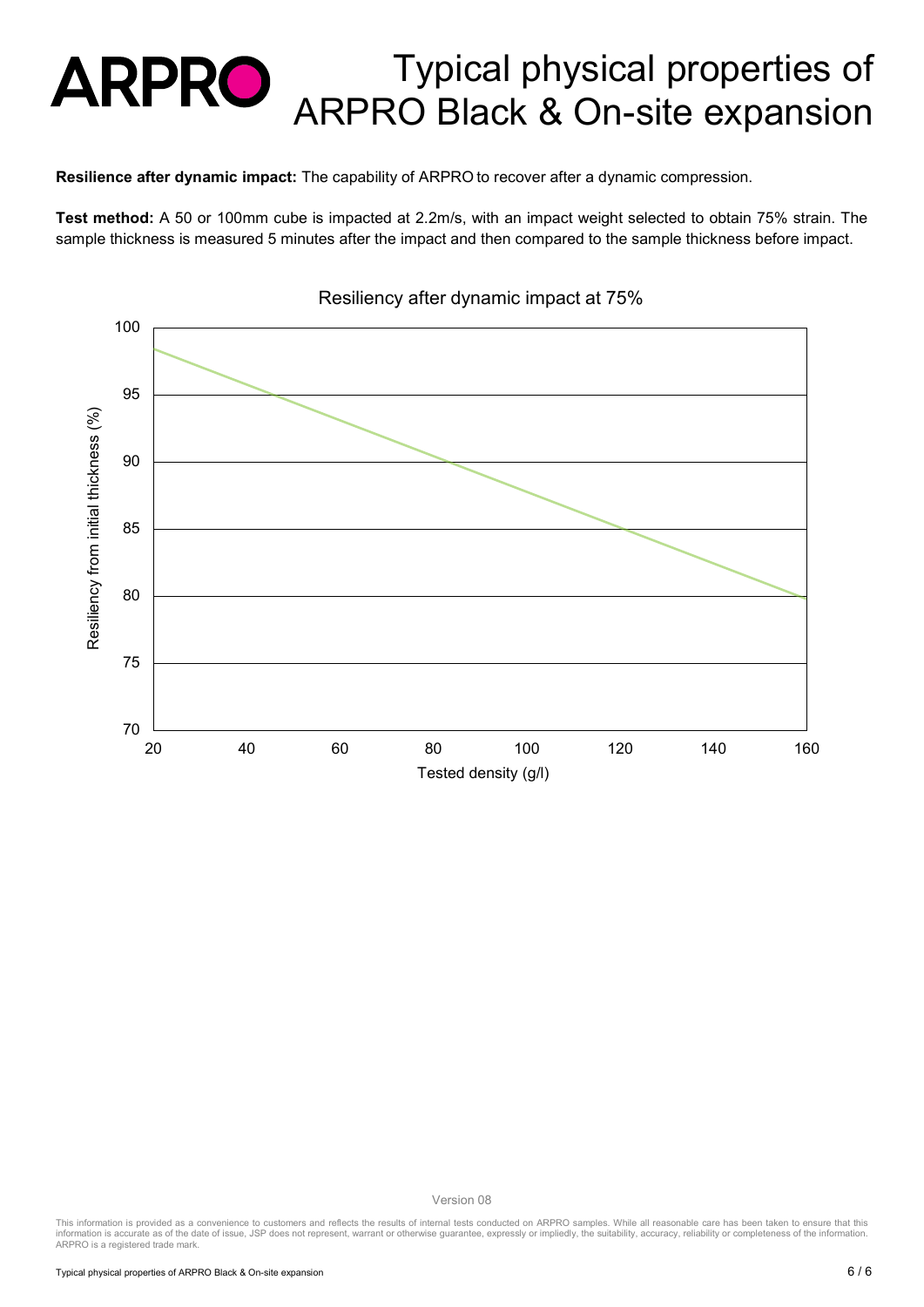# Typical physical properties of ARPRO Black & On-site expansion

**Resilience after dynamic impact:** The capability of ARPRO to recover after a dynamic compression.

**Test method:** A 50 or 100mm cube is impacted at 2.2m/s, with an impact weight selected to obtain 75% strain. The sample thickness is measured 5 minutes after the impact and then compared to the sample thickness before impact.

Resiliency after dynamic impact at 75%

Resiliency from initial thickness (%)

100
95
90
85
80
75
70

20 40 60 80 100 120 140 160

Tested density (g/l)

Version 08

This information is provided as a convenience to customers and reflects the results of internal tests conducted on ARPRO samples. While all reasonable care has been taken to ensure that this information is accurate as of the date of issue, JSP does not represent, warrant or otherwise guarantee, expressly or impliedly, the suitability, accuracy, reliability or completeness of the information. ARPRO is a registered trade mark.